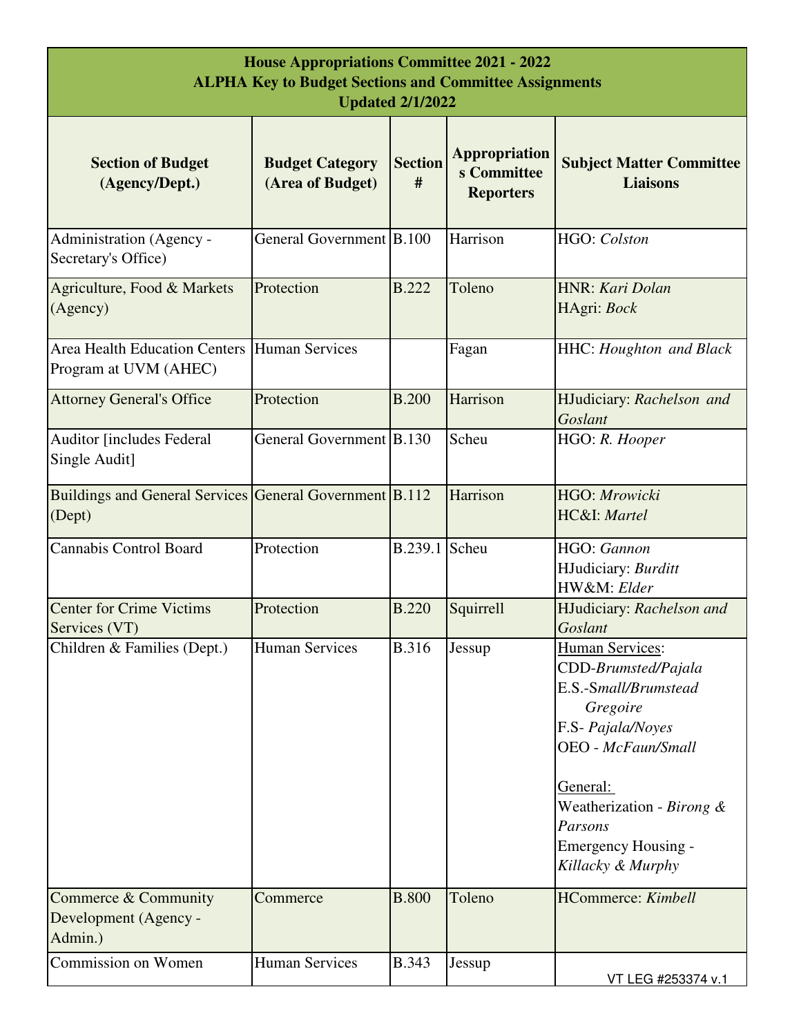| House Appropriations Committee 2021 - 2022<br>ALPHA Key to Budget Sections and Committee Assignments<br>Updated 2/1/2022 | | | | |
|---|---|---|---|---|
| **Section of Budget (Agency/Dept.)** | **Budget Category (Area of Budget)** | **Section #** | **Appropriations Committee Reporters** | **Subject Matter Committee Liaisons** |
| Administration (Agency - Secretary's Office) | General Government | B.100 | Harrison | HGO: *Colston* |
| Agriculture, Food & Markets (Agency) | Protection | B.222 | Toleno | HNR: *Kari Dolan*<br>HAgri: *Bock* |
| Area Health Education Centers Program at UVM (AHEC) | Human Services | | Fagan | HHC: *Houghton and Black* |
| Attorney General's Office | Protection | B.200 | Harrison | HJudiciary: *Rachelson and Goslant* |
| Auditor [includes Federal Single Audit] | General Government | B.130 | Scheu | HGO: *R. Hooper* |
| Buildings and General Services (Dept) | General Government | B.112 | Harrison | HGO: *Mrowicki*<br>HC&I: *Martel* |
| Cannabis Control Board | Protection | B.239.1 | Scheu | HGO: *Gannon*<br>HJudiciary: *Burditt*<br>HW&M: *Elder* |
| Center for Crime Victims Services (VT) | Protection | B.220 | Squirrell | HJudiciary: *Rachelson and Goslant* |
| Children & Families (Dept.) | Human Services | B.316 | Jessup | Human Services:<br>CDD-*Brumsted/Pajala*<br>E.S.-*Small/Brumstead Gregoire*<br>F.S- *Pajala/Noyes*<br>OEO - *McFaun/Small*<br><br>General:<br>Weatherization - *Birong & Parsons*<br>Emergency Housing - *Killacky & Murphy* |
| Commerce & Community Development (Agency - Admin.) | Commerce | B.800 | Toleno | HCommerce: *Kimbell* |
| Commission on Women | Human Services | B.343 | Jessup | |

VT LEG #253374 v.1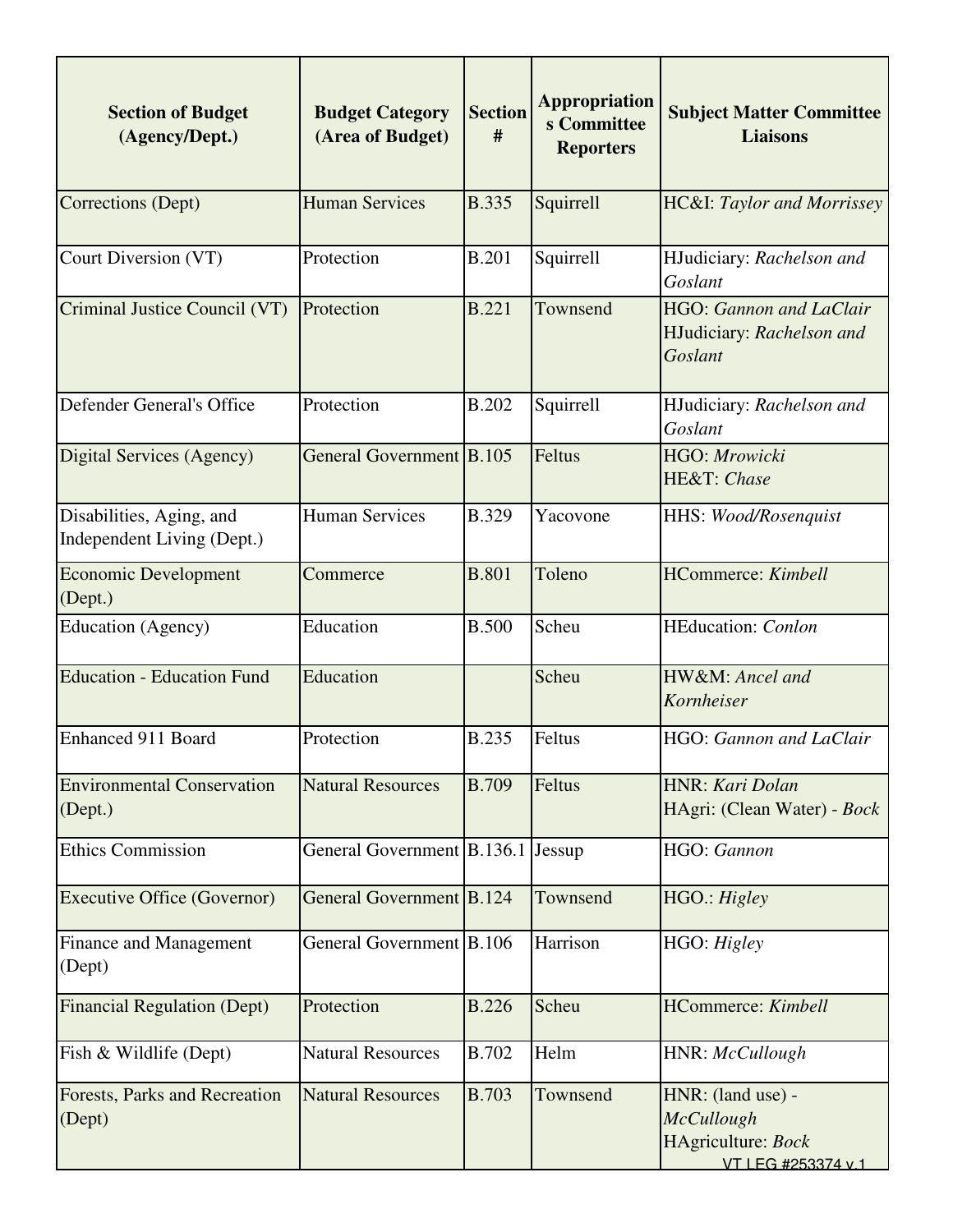| Section of Budget (Agency/Dept.) | Budget Category (Area of Budget) | Section # | Appropriations Committee Reporters | Subject Matter Committee Liaisons |
|---|---|---|---|---|
| Corrections (Dept) | Human Services | B.335 | Squirrell | HC&I: *Taylor and Morrissey* |
| Court Diversion (VT) | Protection | B.201 | Squirrell | HJudiciary: *Rachelson and Goslant* |
| Criminal Justice Council (VT) | Protection | B.221 | Townsend | HGO: *Gannon and LaClair*<br>HJudiciary: *Rachelson and Goslant* |
| Defender General's Office | Protection | B.202 | Squirrell | HJudiciary: *Rachelson and Goslant* |
| Digital Services (Agency) | General Government | B.105 | Feltus | HGO: *Mrowicki*<br>HE&T: *Chase* |
| Disabilities, Aging, and Independent Living (Dept.) | Human Services | B.329 | Yacovone | HHS: *Wood/Rosenquist* |
| Economic Development (Dept.) | Commerce | B.801 | Toleno | HCommerce: *Kimbell* |
| Education (Agency) | Education | B.500 | Scheu | HEducation: *Conlon* |
| Education - Education Fund | Education | | Scheu | HW&M: *Ancel and Kornheiser* |
| Enhanced 911 Board | Protection | B.235 | Feltus | HGO: *Gannon and LaClair* |
| Environmental Conservation (Dept.) | Natural Resources | B.709 | Feltus | HNR: *Kari Dolan*<br>HAgri: (Clean Water) - *Bock* |
| Ethics Commission | General Government | B.136.1 | Jessup | HGO: *Gannon* |
| Executive Office (Governor) | General Government | B.124 | Townsend | HGO.: *Higley* |
| Finance and Management (Dept) | General Government | B.106 | Harrison | HGO: *Higley* |
| Financial Regulation (Dept) | Protection | B.226 | Scheu | HCommerce: *Kimbell* |
| Fish & Wildlife (Dept) | Natural Resources | B.702 | Helm | HNR: *McCullough* |
| Forests, Parks and Recreation (Dept) | Natural Resources | B.703 | Townsend | HNR: (land use) - *McCullough*<br>HAgriculture: *Bock* |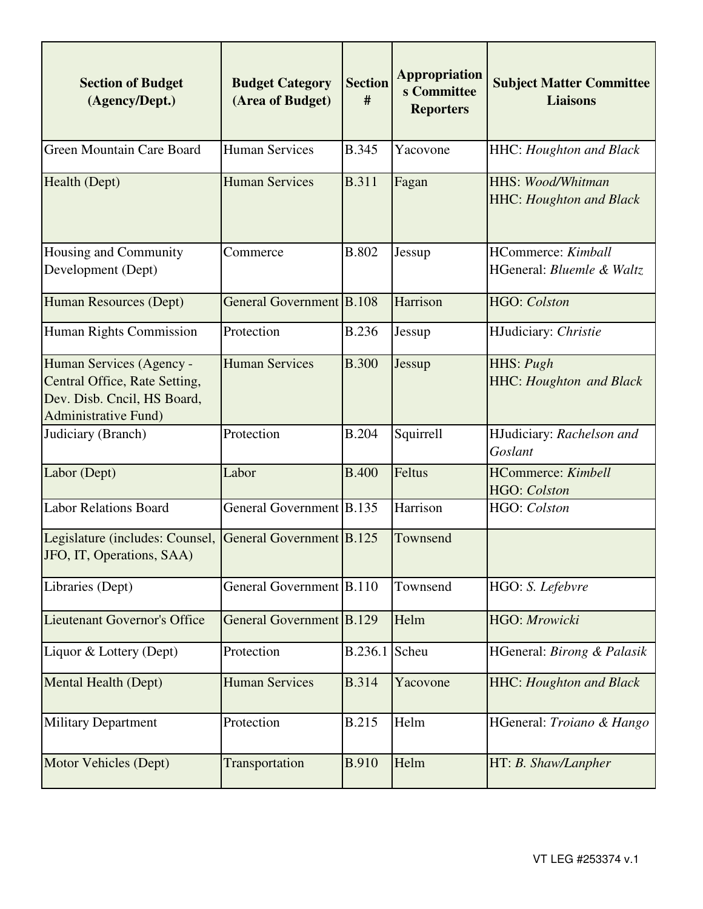| Section of Budget (Agency/Dept.) | Budget Category (Area of Budget) | Section # | Appropriations Committee Reporters | Subject Matter Committee Liaisons |
|---|---|---|---|---|
| Green Mountain Care Board | Human Services | B.345 | Yacovone | HHC: *Houghton and Black* |
| Health (Dept) | Human Services | B.311 | Fagan | HHS: *Wood/Whitman*<br>HHC: *Houghton and Black* |
| Housing and Community Development (Dept) | Commerce | B.802 | Jessup | HCommerce: *Kimball*<br>HGeneral: *Bluemle & Waltz* |
| Human Resources (Dept) | General Government | B.108 | Harrison | HGO: *Colston* |
| Human Rights Commission | Protection | B.236 | Jessup | HJudiciary: *Christie* |
| Human Services (Agency - Central Office, Rate Setting, Dev. Disb. Cncil, HS Board, Administrative Fund) | Human Services | B.300 | Jessup | HHS: *Pugh*<br>HHC: *Houghton and Black* |
| Judiciary (Branch) | Protection | B.204 | Squirrell | HJudiciary: *Rachelson and Goslant* |
| Labor (Dept) | Labor | B.400 | Feltus | HCommerce: *Kimbell*<br>HGO: *Colston* |
| Labor Relations Board | General Government | B.135 | Harrison | HGO: *Colston* |
| Legislature (includes: Counsel, JFO, IT, Operations, SAA) | General Government | B.125 | Townsend | |
| Libraries (Dept) | General Government | B.110 | Townsend | HGO: *S. Lefebvre* |
| Lieutenant Governor's Office | General Government | B.129 | Helm | HGO: *Mrowicki* |
| Liquor & Lottery (Dept) | Protection | B.236.1 | Scheu | HGeneral: *Birong & Palasik* |
| Mental Health (Dept) | Human Services | B.314 | Yacovone | HHC: *Houghton and Black* |
| Military Department | Protection | B.215 | Helm | HGeneral: *Troiano & Hango* |
| Motor Vehicles (Dept) | Transportation | B.910 | Helm | HT: *B. Shaw/Lanpher* |

VT LEG #253374 v.1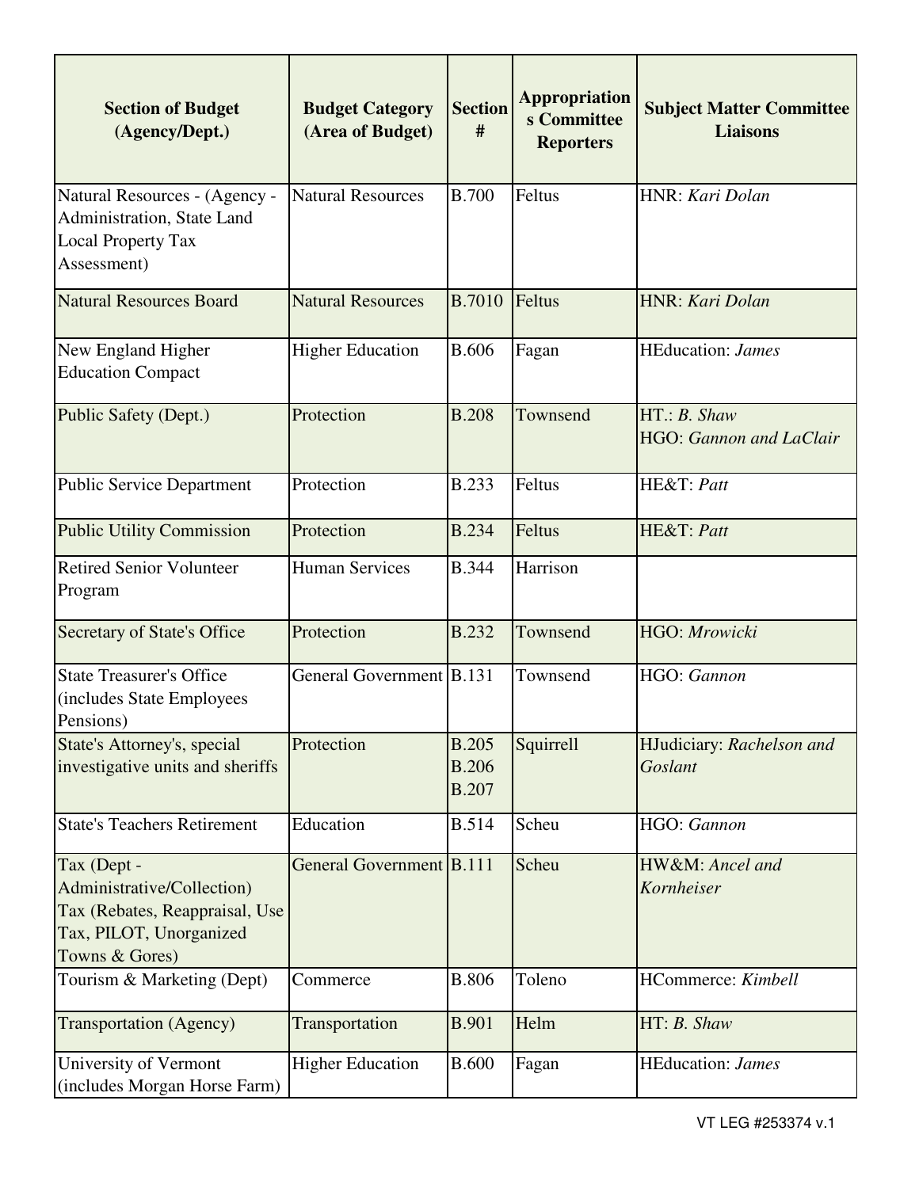| Section of Budget (Agency/Dept.) | Budget Category (Area of Budget) | Section # | Appropriations Committee Reporters | Subject Matter Committee Liaisons |
|---|---|---|---|---|
| Natural Resources - (Agency - Administration, State Land Local Property Tax Assessment) | Natural Resources | B.700 | Feltus | HNR: *Kari Dolan* |
| Natural Resources Board | Natural Resources | B.7010 | Feltus | HNR: *Kari Dolan* |
| New England Higher Education Compact | Higher Education | B.606 | Fagan | HEducation: *James* |
| Public Safety (Dept.) | Protection | B.208 | Townsend | HT.: *B. Shaw*<br>HGO: *Gannon and LaClair* |
| Public Service Department | Protection | B.233 | Feltus | HE&T: *Patt* |
| Public Utility Commission | Protection | B.234 | Feltus | HE&T: *Patt* |
| Retired Senior Volunteer Program | Human Services | B.344 | Harrison | |
| Secretary of State's Office | Protection | B.232 | Townsend | HGO: *Mrowicki* |
| State Treasurer's Office (includes State Employees Pensions) | General Government | B.131 | Townsend | HGO: *Gannon* |
| State's Attorney's, special investigative units and sheriffs | Protection | B.205<br>B.206<br>B.207 | Squirrell | HJudiciary: *Rachelson and Goslant* |
| State's Teachers Retirement | Education | B.514 | Scheu | HGO: *Gannon* |
| Tax (Dept - Administrative/Collection)<br>Tax (Rebates, Reappraisal, Use Tax, PILOT, Unorganized Towns & Gores) | General Government | B.111 | Scheu | HW&M: *Ancel and Kornheiser* |
| Tourism & Marketing (Dept) | Commerce | B.806 | Toleno | HCommerce: *Kimbell* |
| Transportation (Agency) | Transportation | B.901 | Helm | HT: *B. Shaw* |
| University of Vermont (includes Morgan Horse Farm) | Higher Education | B.600 | Fagan | HEducation: *James* |

VT LEG #253374 v.1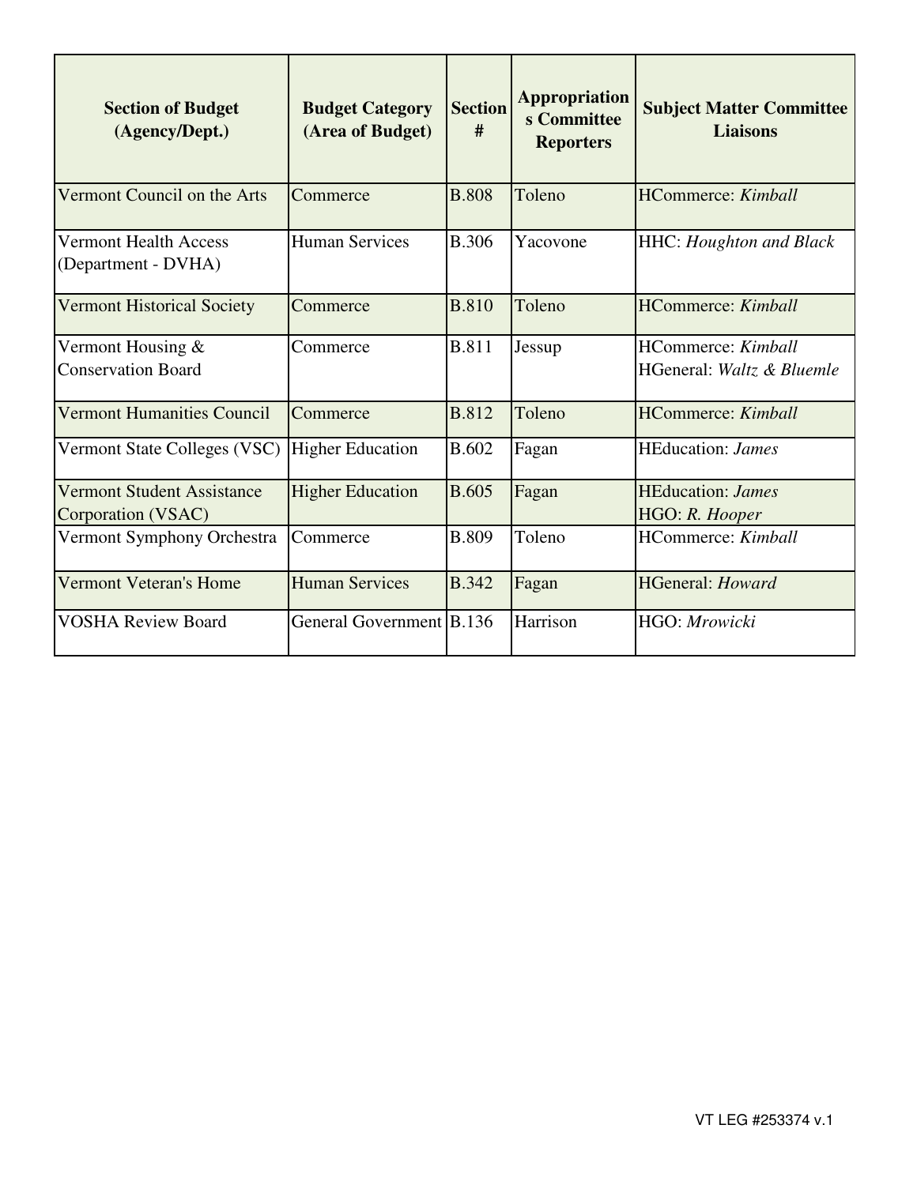| Section of Budget (Agency/Dept.) | Budget Category (Area of Budget) | Section # | Appropriations Committee Reporters | Subject Matter Committee Liaisons |
|---|---|---|---|---|
| Vermont Council on the Arts | Commerce | B.808 | Toleno | HCommerce: *Kimball* |
| Vermont Health Access (Department - DVHA) | Human Services | B.306 | Yacovone | HHC: *Houghton and Black* |
| Vermont Historical Society | Commerce | B.810 | Toleno | HCommerce: *Kimball* |
| Vermont Housing & Conservation Board | Commerce | B.811 | Jessup | HCommerce: *Kimball* HGeneral: *Waltz & Bluemle* |
| Vermont Humanities Council | Commerce | B.812 | Toleno | HCommerce: *Kimball* |
| Vermont State Colleges (VSC) | Higher Education | B.602 | Fagan | HEducation: *James* |
| Vermont Student Assistance Corporation (VSAC) | Higher Education | B.605 | Fagan | HEducation: *James* HGO: *R. Hooper* |
| Vermont Symphony Orchestra | Commerce | B.809 | Toleno | HCommerce: *Kimball* |
| Vermont Veteran's Home | Human Services | B.342 | Fagan | HGeneral: *Howard* |
| VOSHA Review Board | General Government | B.136 | Harrison | HGO: *Mrowicki* |

VT LEG #253374 v.1